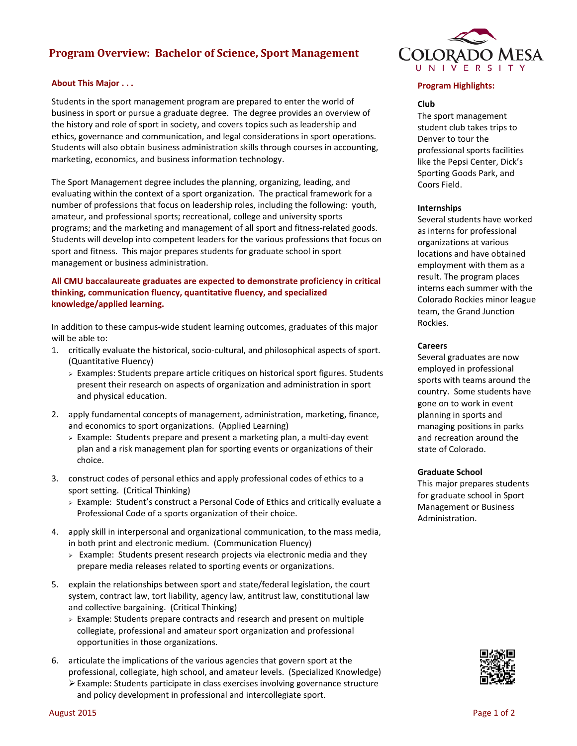# Program Overview: Bachelor of Science, Sport Management

## About This Major . . .

Students in the sport management program are prepared to enter the world of business in sport or pursue a graduate degree. The degree provides an overview of the history and role of sport in society, and covers topics such as leadership and ethics, governance and communication, and legal considerations in sport operations. Students will also obtain business administration skills through courses in accounting, marketing, economics, and business information technology.

The Sport Management degree includes the planning, organizing, leading, and evaluating within the context of a sport organization. The practical framework for a number of professions that focus on leadership roles, including the following: youth, amateur, and professional sports; recreational, college and university sports programs; and the marketing and management of all sport and fitness-related goods. Students will develop into competent leaders for the various professions that focus on sport and fitness. This major prepares students for graduate school in sport management or business administration.

**All CMU baccalaureate graduates are expected to demonstrate proficiency in critical thinking, communication fluency, quantitative fluency, and specialized knowledge/applied learning.**

In addition to these campus-wide student learning outcomes, graduates of this major will be able to:

1. critically evaluate the historical, socio-cultural, and philosophical aspects of sport. (Quantitative Fluency)
   - Examples: Students prepare article critiques on historical sport figures. Students present their research on aspects of organization and administration in sport and physical education.
2. apply fundamental concepts of management, administration, marketing, finance, and economics to sport organizations. (Applied Learning)
   - Example: Students prepare and present a marketing plan, a multi-day event plan and a risk management plan for sporting events or organizations of their choice.
3. construct codes of personal ethics and apply professional codes of ethics to a sport setting. (Critical Thinking)
   - Example: Student's construct a Personal Code of Ethics and critically evaluate a Professional Code of a sports organization of their choice.
4. apply skill in interpersonal and organizational communication, to the mass media, in both print and electronic medium. (Communication Fluency)
   - Example: Students present research projects via electronic media and they prepare media releases related to sporting events or organizations.
5. explain the relationships between sport and state/federal legislation, the court system, contract law, tort liability, agency law, antitrust law, constitutional law and collective bargaining. (Critical Thinking)
   - Example: Students prepare contracts and research and present on multiple collegiate, professional and amateur sport organization and professional opportunities in those organizations.
6. articulate the implications of the various agencies that govern sport at the professional, collegiate, high school, and amateur levels. (Specialized Knowledge)
   - Example: Students participate in class exercises involving governance structure and policy development in professional and intercollegiate sport.

## Program Highlights:

### Club

The sport management student club takes trips to Denver to tour the professional sports facilities like the Pepsi Center, Dick's Sporting Goods Park, and Coors Field.

### Internships

Several students have worked as interns for professional organizations at various locations and have obtained employment with them as a result. The program places interns each summer with the Colorado Rockies minor league team, the Grand Junction Rockies.

### Careers

Several graduates are now employed in professional sports with teams around the country. Some students have gone on to work in event planning in sports and managing positions in parks and recreation around the state of Colorado.

### Graduate School

This major prepares students for graduate school in Sport Management or Business Administration.

August 2015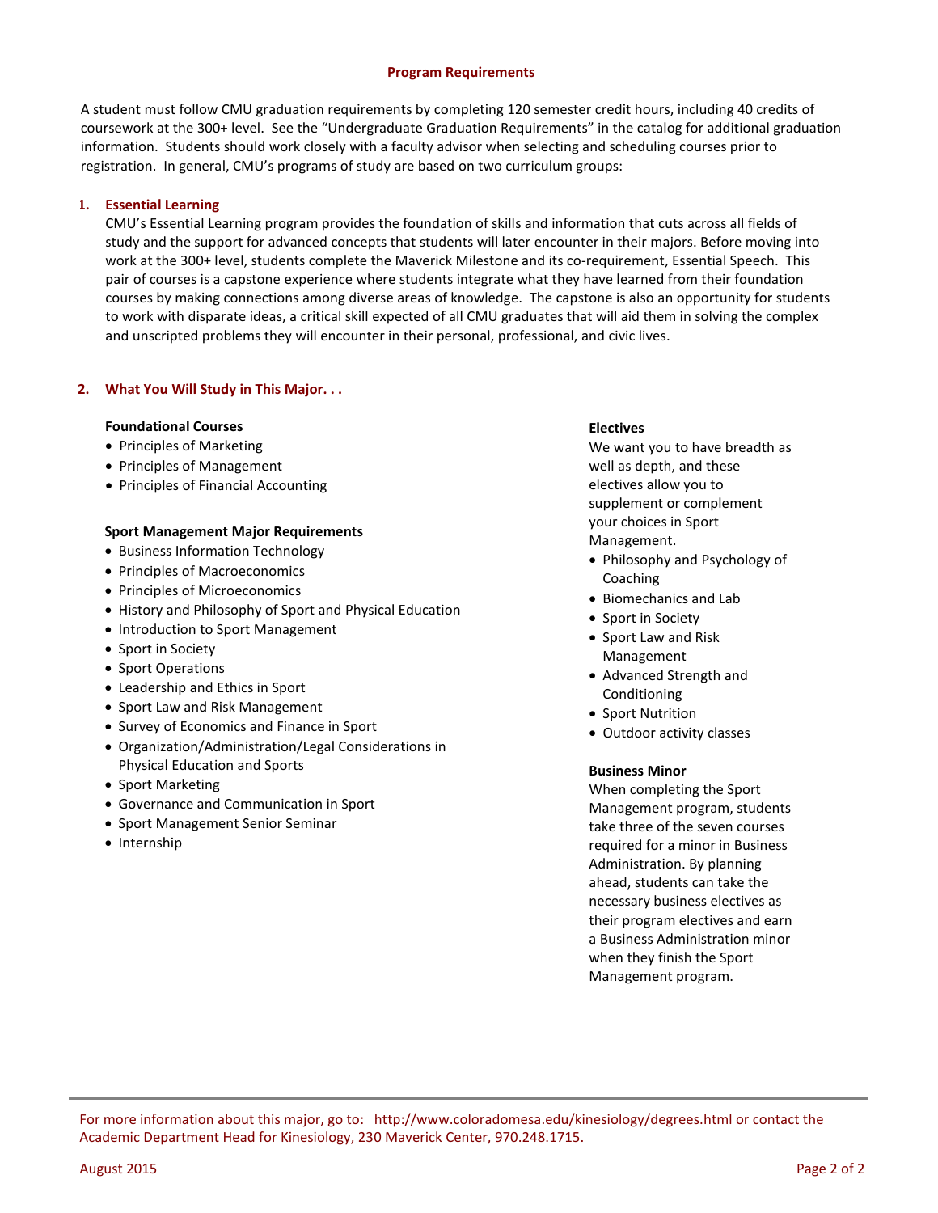## Program Requirements

A student must follow CMU graduation requirements by completing 120 semester credit hours, including 40 credits of coursework at the 300+ level. See the "Undergraduate Graduation Requirements" in the catalog for additional graduation information. Students should work closely with a faculty advisor when selecting and scheduling courses prior to registration. In general, CMU's programs of study are based on two curriculum groups:

### 1. Essential Learning

CMU's Essential Learning program provides the foundation of skills and information that cuts across all fields of study and the support for advanced concepts that students will later encounter in their majors. Before moving into work at the 300+ level, students complete the Maverick Milestone and its co-requirement, Essential Speech. This pair of courses is a capstone experience where students integrate what they have learned from their foundation courses by making connections among diverse areas of knowledge. The capstone is also an opportunity for students to work with disparate ideas, a critical skill expected of all CMU graduates that will aid them in solving the complex and unscripted problems they will encounter in their personal, professional, and civic lives.

### 2. What You Will Study in This Major. . .

**Foundational Courses**

- Principles of Marketing
- Principles of Management
- Principles of Financial Accounting

**Sport Management Major Requirements**

- Business Information Technology
- Principles of Macroeconomics
- Principles of Microeconomics
- History and Philosophy of Sport and Physical Education
- Introduction to Sport Management
- Sport in Society
- Sport Operations
- Leadership and Ethics in Sport
- Sport Law and Risk Management
- Survey of Economics and Finance in Sport
- Organization/Administration/Legal Considerations in Physical Education and Sports
- Sport Marketing
- Governance and Communication in Sport
- Sport Management Senior Seminar
- Internship

**Electives**

We want you to have breadth as well as depth, and these electives allow you to supplement or complement your choices in Sport Management.

- Philosophy and Psychology of Coaching
- Biomechanics and Lab
- Sport in Society
- Sport Law and Risk Management
- Advanced Strength and Conditioning
- Sport Nutrition
- Outdoor activity classes

**Business Minor**

When completing the Sport Management program, students take three of the seven courses required for a minor in Business Administration. By planning ahead, students can take the necessary business electives as their program electives and earn a Business Administration minor when they finish the Sport Management program.

---

For more information about this major, go to: http://www.coloradomesa.edu/kinesiology/degrees.html or contact the Academic Department Head for Kinesiology, 230 Maverick Center, 970.248.1715.

August 2015